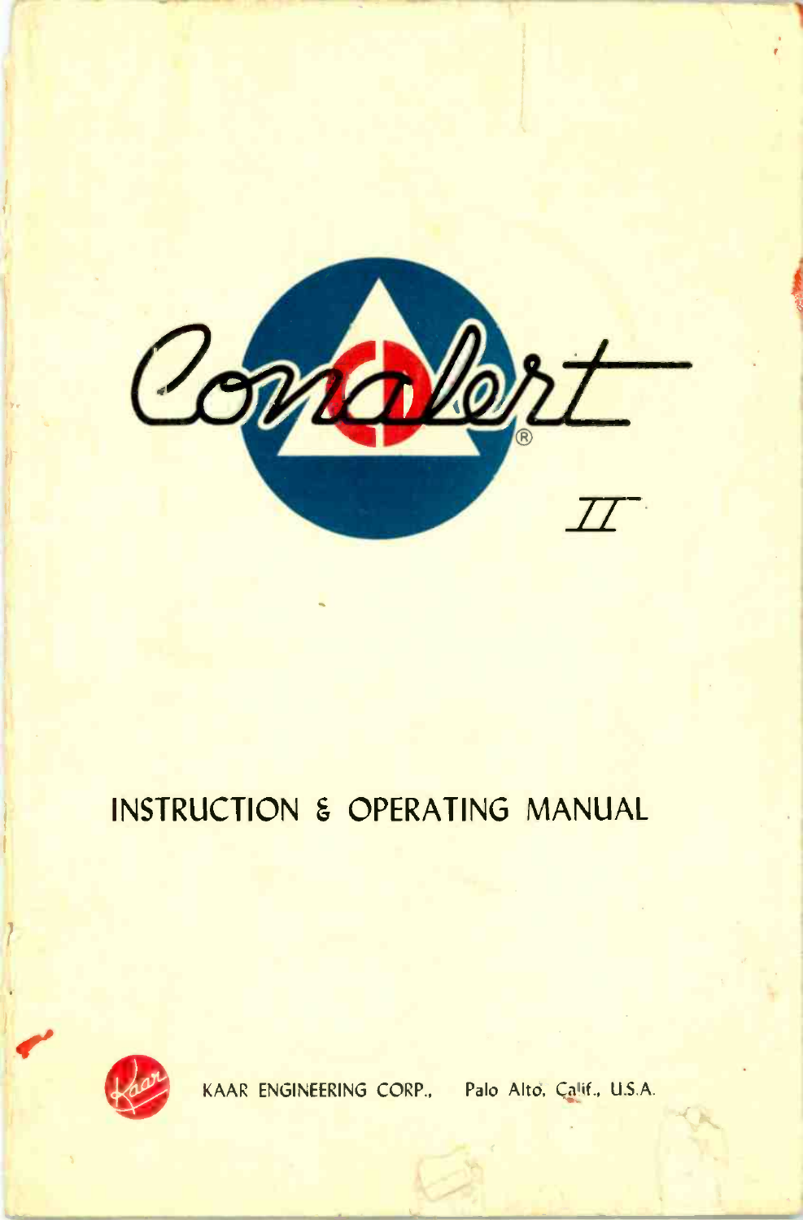# Conalert® II

## INSTRUCTION & OPERATING MANUAL

KAAR ENGINEERING CORP., Palo Alto, Calif., U.S.A.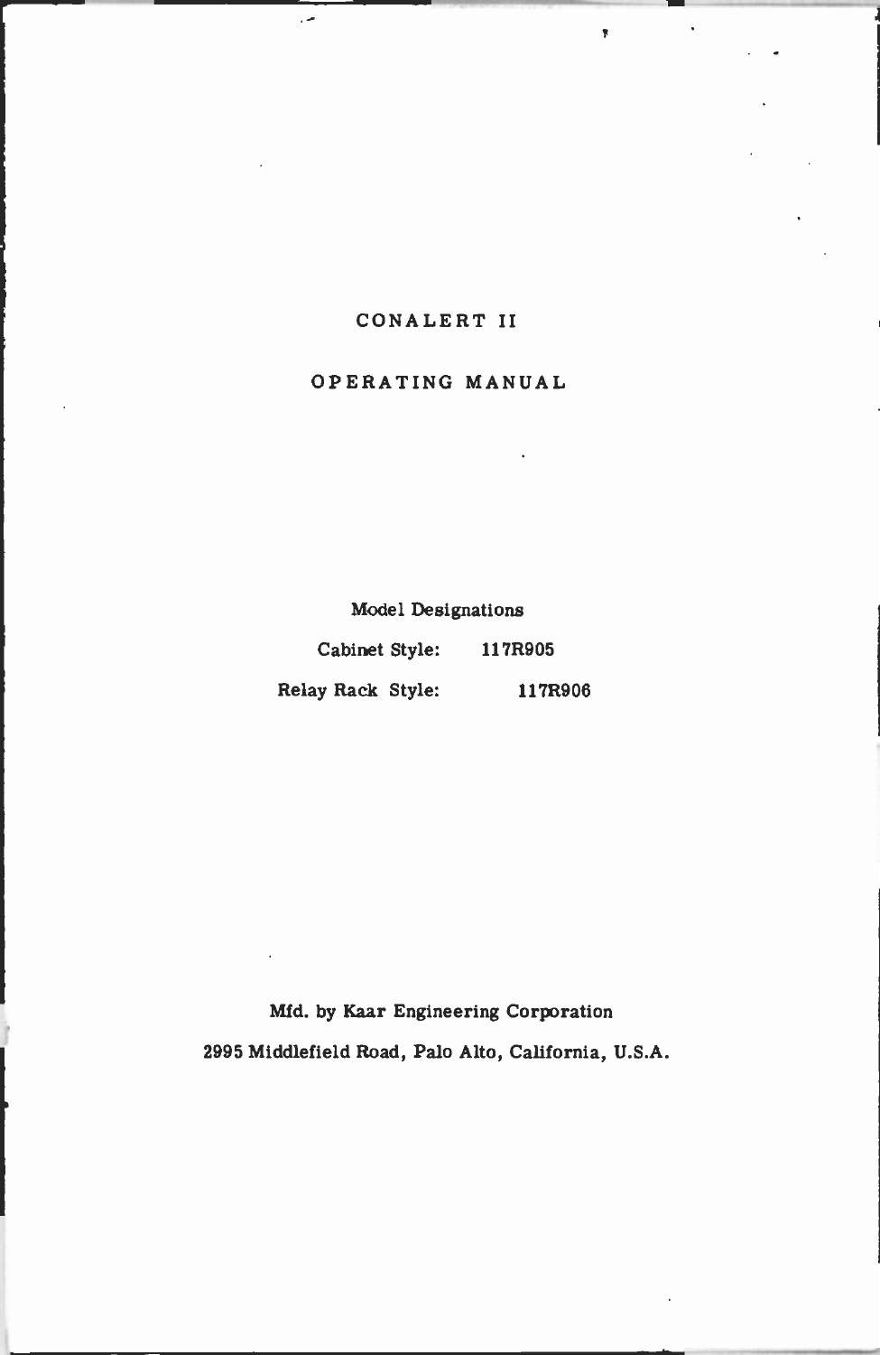# CONALERT II

## OPERATING MANUAL

Model Designations

| | |
|---|---|
| Cabinet Style: | 117R905 |
| Relay Rack Style: | 117R906 |

Mfd. by Kaar Engineering Corporation

2995 Middlefield Road, Palo Alto, California, U.S.A.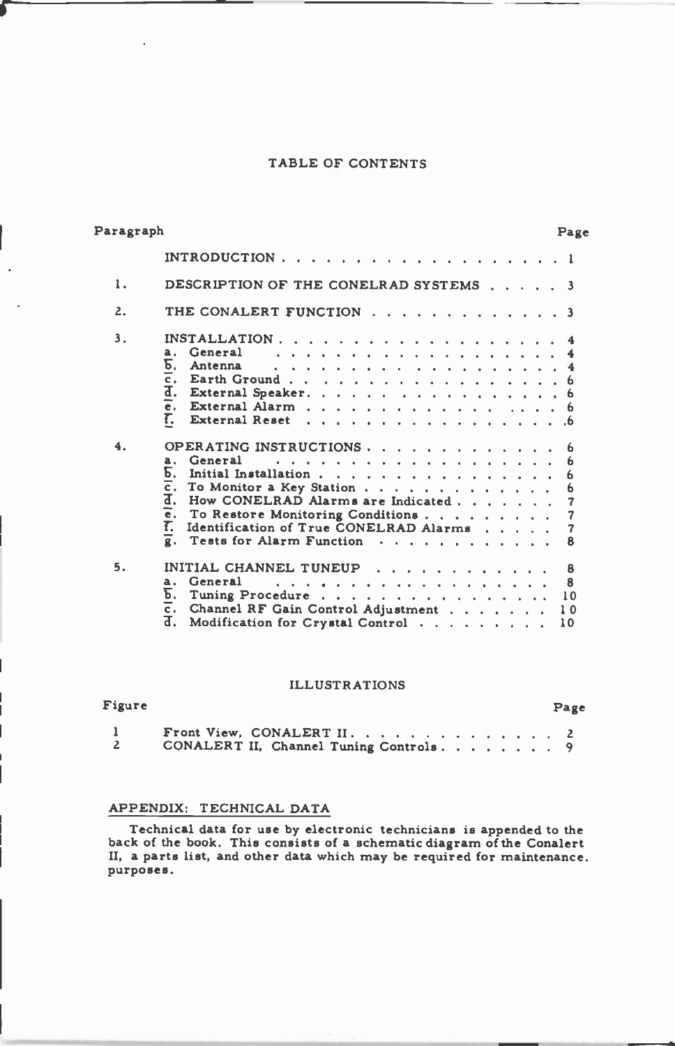# TABLE OF CONTENTS

| Paragraph | | Page |
|---|---|---|
| | INTRODUCTION | 1 |
| 1. | DESCRIPTION OF THE CONELRAD SYSTEMS | 3 |
| 2. | THE CONALERT FUNCTION | 3 |
| 3. | INSTALLATION | 4 |
| | a. General | 4 |
| | b. Antenna | 4 |
| | c. Earth Ground | 6 |
| | d. External Speaker | 6 |
| | e. External Alarm | 6 |
| | f. External Reset | 6 |
| 4. | OPERATING INSTRUCTIONS | 6 |
| | a. General | 6 |
| | b. Initial Installation | 6 |
| | c. To Monitor a Key Station | 6 |
| | d. How CONELRAD Alarms are Indicated | 7 |
| | e. To Restore Monitoring Conditions | 7 |
| | f. Identification of True CONELRAD Alarms | 7 |
| | g. Tests for Alarm Function | 8 |
| 5. | INITIAL CHANNEL TUNEUP | 8 |
| | a. General | 8 |
| | b. Tuning Procedure | 10 |
| | c. Channel RF Gain Control Adjustment | 10 |
| | d. Modification for Crystal Control | 10 |

## ILLUSTRATIONS

| Figure | | Page |
|---|---|---|
| 1 | Front View, CONALERT II | 2 |
| 2 | CONALERT II, Channel Tuning Controls | 9 |

## APPENDIX: TECHNICAL DATA

Technical data for use by electronic technicians is appended to the back of the book. This consists of a schematic diagram of the Conalert II, a parts list, and other data which may be required for maintenance. purposes.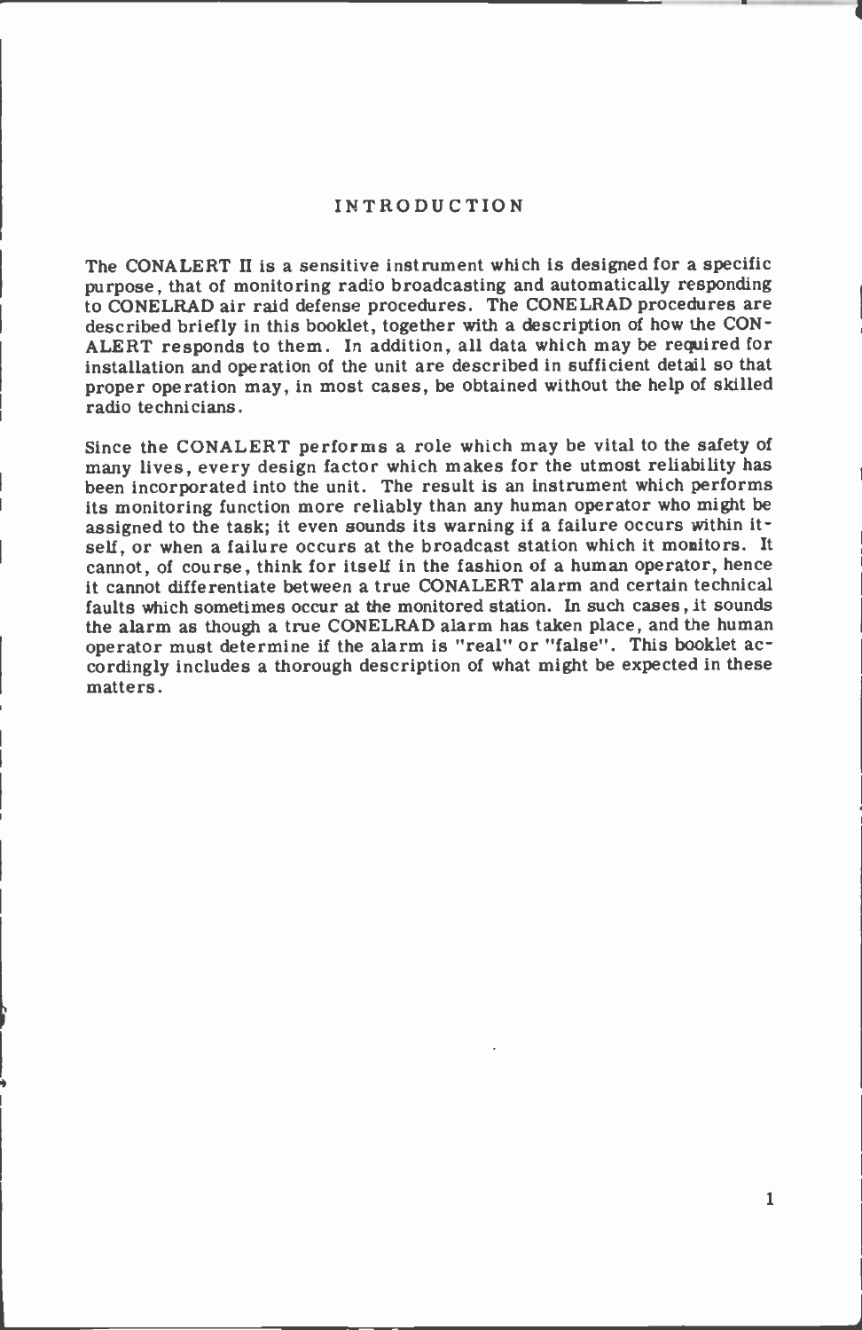# INTRODUCTION

The CONALERT II is a sensitive instrument which is designed for a specific purpose, that of monitoring radio broadcasting and automatically responding to CONELRAD air raid defense procedures. The CONELRAD procedures are described briefly in this booklet, together with a description of how the CONALERT responds to them. In addition, all data which may be required for installation and operation of the unit are described in sufficient detail so that proper operation may, in most cases, be obtained without the help of skilled radio technicians.

Since the CONALERT performs a role which may be vital to the safety of many lives, every design factor which makes for the utmost reliability has been incorporated into the unit. The result is an instrument which performs its monitoring function more reliably than any human operator who might be assigned to the task; it even sounds its warning if a failure occurs within itself, or when a failure occurs at the broadcast station which it monitors. It cannot, of course, think for itself in the fashion of a human operator, hence it cannot differentiate between a true CONALERT alarm and certain technical faults which sometimes occur at the monitored station. In such cases, it sounds the alarm as though a true CONELRAD alarm has taken place, and the human operator must determine if the alarm is "real" or "false". This booklet accordingly includes a thorough description of what might be expected in these matters.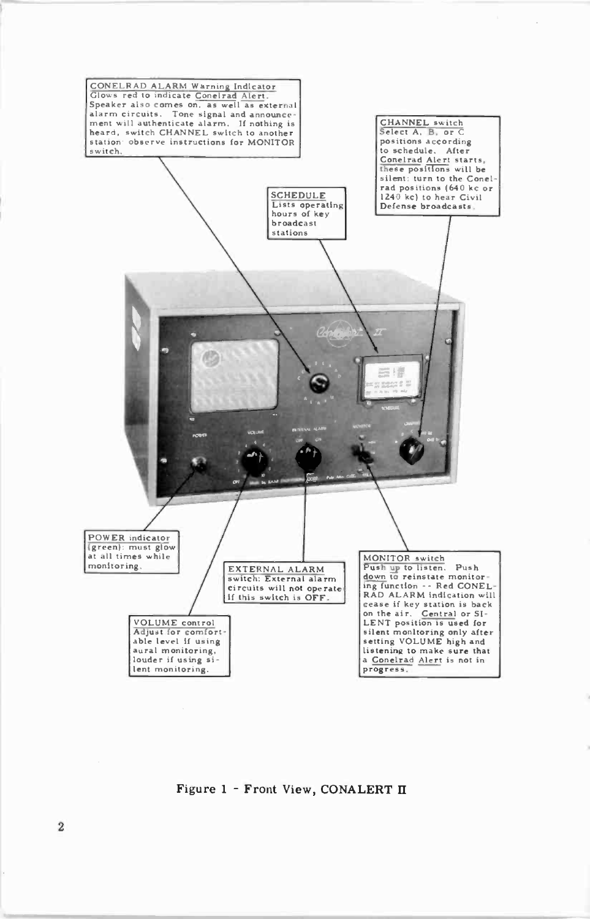**CONELRAD ALARM Warning Indicator**
Glows red to indicate Conelrad Alert. Speaker also comes on, as well as external alarm circuits. Tone signal and announcement will authenticate alarm. If nothing is heard, switch CHANNEL switch to another station; observe instructions for MONITOR switch.

**SCHEDULE**
Lists operating hours of key broadcast stations

**CHANNEL switch**
Select A, B, or C positions according to schedule. After Conelrad Alert starts, these positions will be silent; turn to the Conelrad positions (640 kc or 1240 kc) to hear Civil Defense broadcasts.

**POWER indicator**
(green): must glow at all times while monitoring.

**EXTERNAL ALARM**
switch: External alarm circuits will not operate if this switch is OFF.

**MONITOR switch**
Push up to listen. Push down to reinstate monitoring function -- Red CONELRAD ALARM indication will cease if key station is back on the air. Central or SILENT position is used for silent monitoring only after setting VOLUME high and listening to make sure that a Conelrad Alert is not in progress.

**VOLUME control**
Adjust for comfortable level if using aural monitoring, louder if using silent monitoring.

Figure 1 - Front View, CONALERT II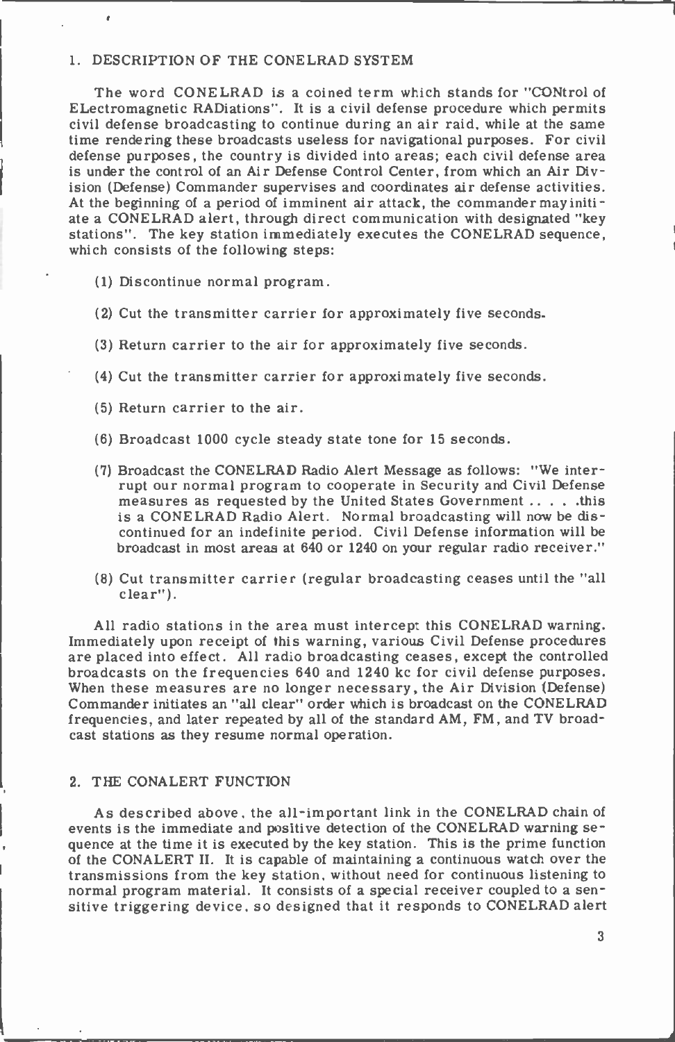## 1. DESCRIPTION OF THE CONELRAD SYSTEM

The word CONELRAD is a coined term which stands for "CONtrol of ELectromagnetic RADiations". It is a civil defense procedure which permits civil defense broadcasting to continue during an air raid, while at the same time rendering these broadcasts useless for navigational purposes. For civil defense purposes, the country is divided into areas; each civil defense area is under the control of an Air Defense Control Center, from which an Air Division (Defense) Commander supervises and coordinates air defense activities. At the beginning of a period of imminent air attack, the commander may initiate a CONELRAD alert, through direct communication with designated "key stations". The key station immediately executes the CONELRAD sequence, which consists of the following steps:

(1) Discontinue normal program.

(2) Cut the transmitter carrier for approximately five seconds.

(3) Return carrier to the air for approximately five seconds.

(4) Cut the transmitter carrier for approximately five seconds.

(5) Return carrier to the air.

(6) Broadcast 1000 cycle steady state tone for 15 seconds.

(7) Broadcast the CONELRAD Radio Alert Message as follows: "We interrupt our normal program to cooperate in Security and Civil Defense measures as requested by the United States Government . . . . .this is a CONELRAD Radio Alert. Normal broadcasting will now be discontinued for an indefinite period. Civil Defense information will be broadcast in most areas at 640 or 1240 on your regular radio receiver."

(8) Cut transmitter carrier (regular broadcasting ceases until the "all clear").

All radio stations in the area must intercept this CONELRAD warning. Immediately upon receipt of this warning, various Civil Defense procedures are placed into effect. All radio broadcasting ceases, except the controlled broadcasts on the frequencies 640 and 1240 kc for civil defense purposes. When these measures are no longer necessary, the Air Division (Defense) Commander initiates an "all clear" order which is broadcast on the CONELRAD frequencies, and later repeated by all of the standard AM, FM, and TV broadcast stations as they resume normal operation.

## 2. THE CONALERT FUNCTION

As described above, the all-important link in the CONELRAD chain of events is the immediate and positive detection of the CONELRAD warning sequence at the time it is executed by the key station. This is the prime function of the CONALERT II. It is capable of maintaining a continuous watch over the transmissions from the key station, without need for continuous listening to normal program material. It consists of a special receiver coupled to a sensitive triggering device, so designed that it responds to CONELRAD alert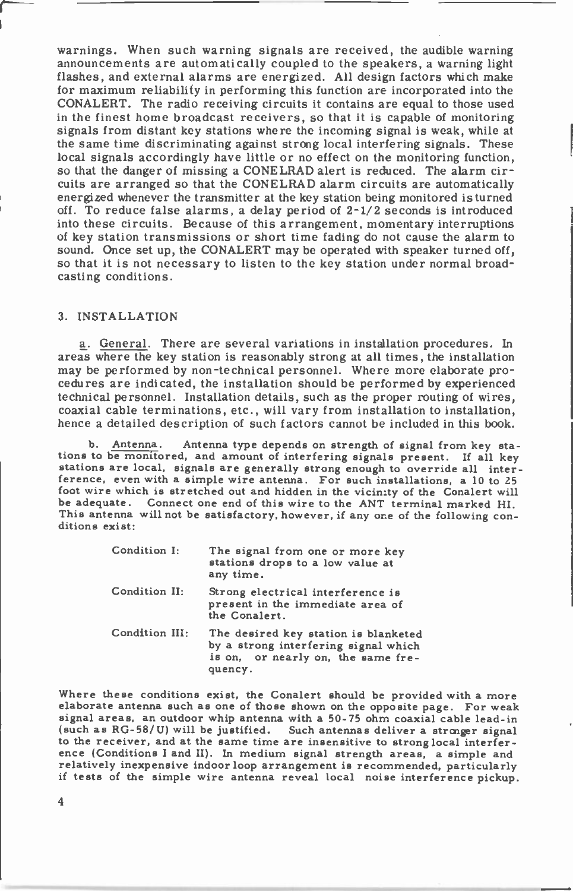warnings. When such warning signals are received, the audible warning announcements are automatically coupled to the speakers, a warning light flashes, and external alarms are energized. All design factors which make for maximum reliability in performing this function are incorporated into the CONALERT. The radio receiving circuits it contains are equal to those used in the finest home broadcast receivers, so that it is capable of monitoring signals from distant key stations where the incoming signal is weak, while at the same time discriminating against strong local interfering signals. These local signals accordingly have little or no effect on the monitoring function, so that the danger of missing a CONELRAD alert is reduced. The alarm circuits are arranged so that the CONELRAD alarm circuits are automatically energized whenever the transmitter at the key station being monitored is turned off. To reduce false alarms, a delay period of 2-1/2 seconds is introduced into these circuits. Because of this arrangement, momentary interruptions of key station transmissions or short time fading do not cause the alarm to sound. Once set up, the CONALERT may be operated with speaker turned off, so that it is not necessary to listen to the key station under normal broadcasting conditions.

## 3. INSTALLATION

a. General. There are several variations in installation procedures. In areas where the key station is reasonably strong at all times, the installation may be performed by non-technical personnel. Where more elaborate procedures are indicated, the installation should be performed by experienced technical personnel. Installation details, such as the proper routing of wires, coaxial cable terminations, etc., will vary from installation to installation, hence a detailed description of such factors cannot be included in this book.

b. Antenna. Antenna type depends on strength of signal from key stations to be monitored, and amount of interfering signals present. If all key stations are local, signals are generally strong enough to override all interference, even with a simple wire antenna. For such installations, a 10 to 25 foot wire which is stretched out and hidden in the vicinity of the Conalert will be adequate. Connect one end of this wire to the ANT terminal marked HI. This antenna will not be satisfactory, however, if any one of the following conditions exist:

| | |
|---|---|
| Condition I: | The signal from one or more key stations drops to a low value at any time. |
| Condition II: | Strong electrical interference is present in the immediate area of the Conalert. |
| Condition III: | The desired key station is blanketed by a strong interfering signal which is on, or nearly on, the same frequency. |

Where these conditions exist, the Conalert should be provided with a more elaborate antenna such as one of those shown on the opposite page. For weak signal areas, an outdoor whip antenna with a 50-75 ohm coaxial cable lead-in (such as RG-58/U) will be justified. Such antennas deliver a stronger signal to the receiver, and at the same time are insensitive to strong local interference (Conditions I and II). In medium signal strength areas, a simple and relatively inexpensive indoor loop arrangement is recommended, particularly if tests of the simple wire antenna reveal local noise interference pickup.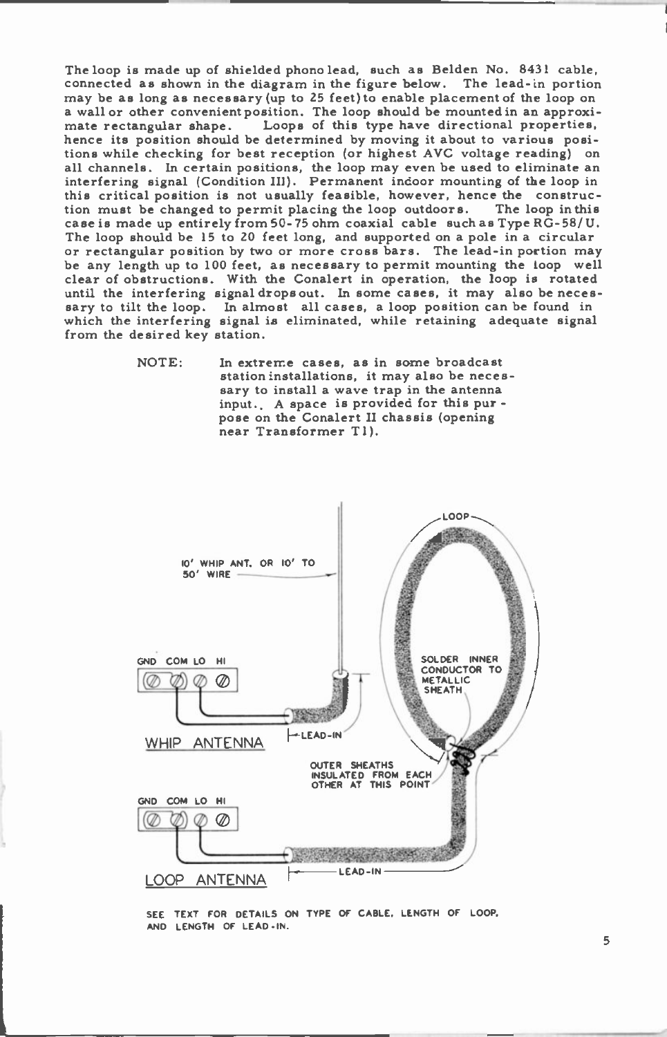The loop is made up of shielded phono lead, such as Belden No. 8431 cable, connected as shown in the diagram in the figure below. The lead-in portion may be as long as necessary (up to 25 feet) to enable placement of the loop on a wall or other convenient position. The loop should be mounted in an approximate rectangular shape. Loops of this type have directional properties, hence its position should be determined by moving it about to various positions while checking for best reception (or highest AVC voltage reading) on all channels. In certain positions, the loop may even be used to eliminate an interfering signal (Condition III). Permanent indoor mounting of the loop in this critical position is not usually feasible, however, hence the construction must be changed to permit placing the loop outdoors. The loop in this case is made up entirely from 50-75 ohm coaxial cable such as Type RG-58/U. The loop should be 15 to 20 feet long, and supported on a pole in a circular or rectangular position by two or more cross bars. The lead-in portion may be any length up to 100 feet, as necessary to permit mounting the loop well clear of obstructions. With the Conalert in operation, the loop is rotated until the interfering signal drops out. In some cases, it may also be necessary to tilt the loop. In almost all cases, a loop position can be found in which the interfering signal is eliminated, while retaining adequate signal from the desired key station.

> NOTE: In extreme cases, as in some broadcast station installations, it may also be necessary to install a wave trap in the antenna input. A space is provided for this purpose on the Conalert II chassis (opening near Transformer T1).

10' WHIP ANT. OR 10' TO 50' WIRE

GND COM LO HI

LEAD-IN

WHIP ANTENNA

LOOP

SOLDER INNER CONDUCTOR TO METALLIC SHEATH

OUTER SHEATHS INSULATED FROM EACH OTHER AT THIS POINT

GND COM LO HI

LEAD-IN

LOOP ANTENNA

SEE TEXT FOR DETAILS ON TYPE OF CABLE, LENGTH OF LOOP, AND LENGTH OF LEAD-IN.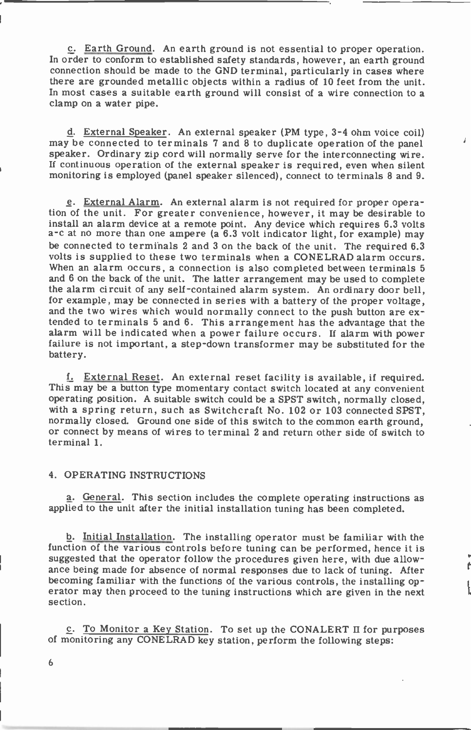c. Earth Ground. An earth ground is not essential to proper operation. In order to conform to established safety standards, however, an earth ground connection should be made to the GND terminal, particularly in cases where there are grounded metallic objects within a radius of 10 feet from the unit. In most cases a suitable earth ground will consist of a wire connection to a clamp on a water pipe.

d. External Speaker. An external speaker (PM type, 3-4 ohm voice coil) may be connected to terminals 7 and 8 to duplicate operation of the panel speaker. Ordinary zip cord will normally serve for the interconnecting wire. If continuous operation of the external speaker is required, even when silent monitoring is employed (panel speaker silenced), connect to terminals 8 and 9.

e. External Alarm. An external alarm is not required for proper operation of the unit. For greater convenience, however, it may be desirable to install an alarm device at a remote point. Any device which requires 6.3 volts a-c at no more than one ampere (a 6.3 volt indicator light, for example) may be connected to terminals 2 and 3 on the back of the unit. The required 6.3 volts is supplied to these two terminals when a CONELRAD alarm occurs. When an alarm occurs, a connection is also completed between terminals 5 and 6 on the back of the unit. The latter arrangement may be used to complete the alarm circuit of any self-contained alarm system. An ordinary door bell, for example, may be connected in series with a battery of the proper voltage, and the two wires which would normally connect to the push button are extended to terminals 5 and 6. This arrangement has the advantage that the alarm will be indicated when a power failure occurs. If alarm with power failure is not important, a step-down transformer may be substituted for the battery.

f. External Reset. An external reset facility is available, if required. This may be a button type momentary contact switch located at any convenient operating position. A suitable switch could be a SPST switch, normally closed, with a spring return, such as Switchcraft No. 102 or 103 connected SPST, normally closed. Ground one side of this switch to the common earth ground, or connect by means of wires to terminal 2 and return other side of switch to terminal 1.

## 4. OPERATING INSTRUCTIONS

a. General. This section includes the complete operating instructions as applied to the unit after the initial installation tuning has been completed.

b. Initial Installation. The installing operator must be familiar with the function of the various controls before tuning can be performed, hence it is suggested that the operator follow the procedures given here, with due allowance being made for absence of normal responses due to lack of tuning. After becoming familiar with the functions of the various controls, the installing operator may then proceed to the tuning instructions which are given in the next section.

c. To Monitor a Key Station. To set up the CONALERT II for purposes of monitoring any CONELRAD key station, perform the following steps: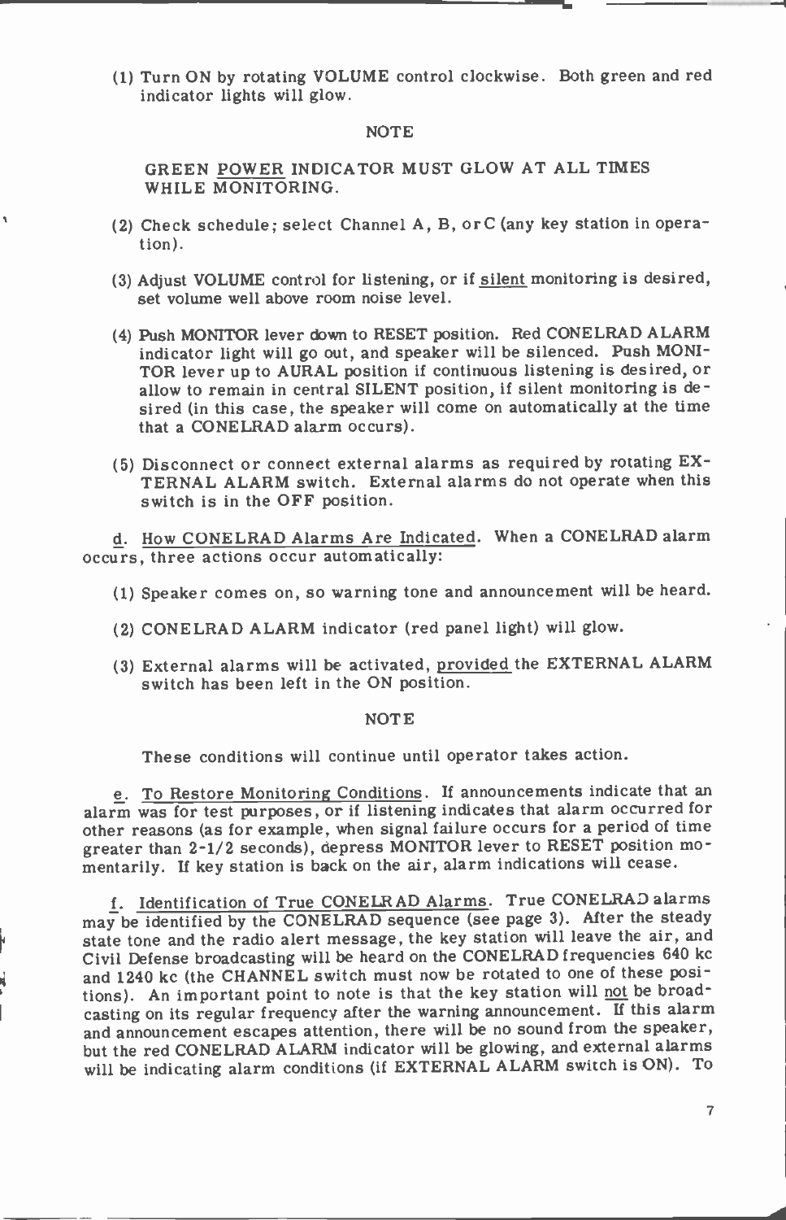(1) Turn ON by rotating VOLUME control clockwise. Both green and red indicator lights will glow.

NOTE

GREEN <u>POWER</u> INDICATOR MUST GLOW AT ALL TIMES WHILE MONITORING.

(2) Check schedule; select Channel A, B, or C (any key station in operation).

(3) Adjust VOLUME control for listening, or if <u>silent</u> monitoring is desired, set volume well above room noise level.

(4) Push MONITOR lever down to RESET position. Red CONELRAD ALARM indicator light will go out, and speaker will be silenced. Push MONITOR lever up to AURAL position if continuous listening is desired, or allow to remain in central SILENT position, if silent monitoring is desired (in this case, the speaker will come on automatically at the time that a CONELRAD alarm occurs).

(5) Disconnect or connect external alarms as required by rotating EXTERNAL ALARM switch. External alarms do not operate when this switch is in the OFF position.

<u>d</u>. <u>How CONELRAD Alarms Are Indicated</u>. When a CONELRAD alarm occurs, three actions occur automatically:

(1) Speaker comes on, so warning tone and announcement will be heard.

(2) CONELRAD ALARM indicator (red panel light) will glow.

(3) External alarms will be activated, <u>provided</u> the EXTERNAL ALARM switch has been left in the ON position.

NOTE

These conditions will continue until operator takes action.

<u>e</u>. <u>To Restore Monitoring Conditions</u>. If announcements indicate that an alarm was for test purposes, or if listening indicates that alarm occurred for other reasons (as for example, when signal failure occurs for a period of time greater than 2-1/2 seconds), depress MONITOR lever to RESET position momentarily. If key station is back on the air, alarm indications will cease.

<u>f</u>. <u>Identification of True CONELRAD Alarms</u>. True CONELRAD alarms may be identified by the CONELRAD sequence (see page 3). After the steady state tone and the radio alert message, the key station will leave the air, and Civil Defense broadcasting will be heard on the CONELRAD frequencies 640 kc and 1240 kc (the CHANNEL switch must now be rotated to one of these positions). An important point to note is that the key station will <u>not</u> be broadcasting on its regular frequency after the warning announcement. If this alarm and announcement escapes attention, there will be no sound from the speaker, but the red CONELRAD ALARM indicator will be glowing, and external alarms will be indicating alarm conditions (if EXTERNAL ALARM switch is ON). To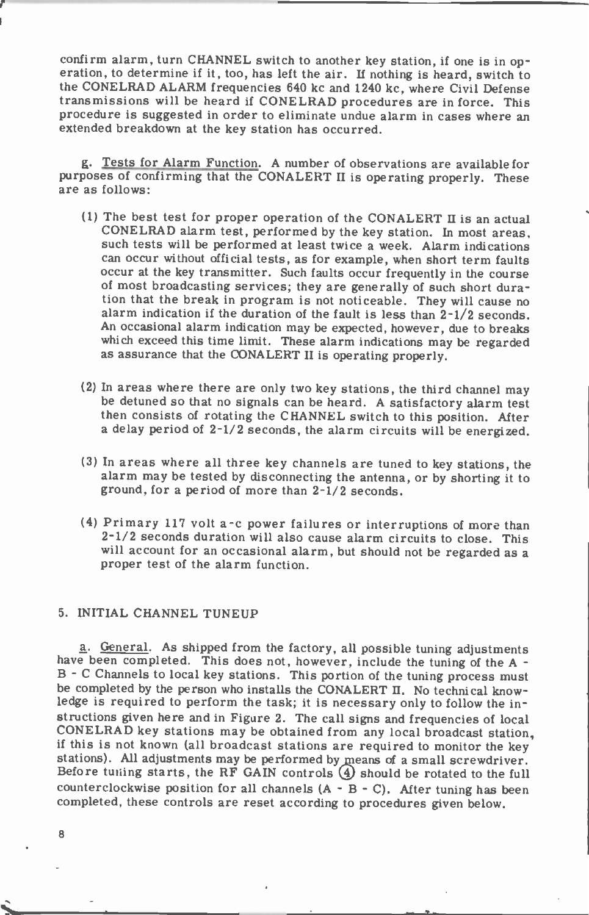confirm alarm, turn CHANNEL switch to another key station, if one is in operation, to determine if it, too, has left the air. If nothing is heard, switch to the CONELRAD ALARM frequencies 640 kc and 1240 kc, where Civil Defense transmissions will be heard if CONELRAD procedures are in force. This procedure is suggested in order to eliminate undue alarm in cases where an extended breakdown at the key station has occurred.

g. Tests for Alarm Function. A number of observations are available for purposes of confirming that the CONALERT II is operating properly. These are as follows:

(1) The best test for proper operation of the CONALERT II is an actual CONELRAD alarm test, performed by the key station. In most areas, such tests will be performed at least twice a week. Alarm indications can occur without official tests, as for example, when short term faults occur at the key transmitter. Such faults occur frequently in the course of most broadcasting services; they are generally of such short duration that the break in program is not noticeable. They will cause no alarm indication if the duration of the fault is less than 2-1/2 seconds. An occasional alarm indication may be expected, however, due to breaks which exceed this time limit. These alarm indications may be regarded as assurance that the CONALERT II is operating properly.

(2) In areas where there are only two key stations, the third channel may be detuned so that no signals can be heard. A satisfactory alarm test then consists of rotating the CHANNEL switch to this position. After a delay period of 2-1/2 seconds, the alarm circuits will be energized.

(3) In areas where all three key channels are tuned to key stations, the alarm may be tested by disconnecting the antenna, or by shorting it to ground, for a period of more than 2-1/2 seconds.

(4) Primary 117 volt a-c power failures or interruptions of more than 2-1/2 seconds duration will also cause alarm circuits to close. This will account for an occasional alarm, but should not be regarded as a proper test of the alarm function.

## 5. INITIAL CHANNEL TUNEUP

a. General. As shipped from the factory, all possible tuning adjustments have been completed. This does not, however, include the tuning of the A - B - C Channels to local key stations. This portion of the tuning process must be completed by the person who installs the CONALERT II. No technical knowledge is required to perform the task; it is necessary only to follow the instructions given here and in Figure 2. The call signs and frequencies of local CONELRAD key stations may be obtained from any local broadcast station, if this is not known (all broadcast stations are required to monitor the key stations). All adjustments may be performed by means of a small screwdriver. Before tuning starts, the RF GAIN controls (4) should be rotated to the full counterclockwise position for all channels (A - B - C). After tuning has been completed, these controls are reset according to procedures given below.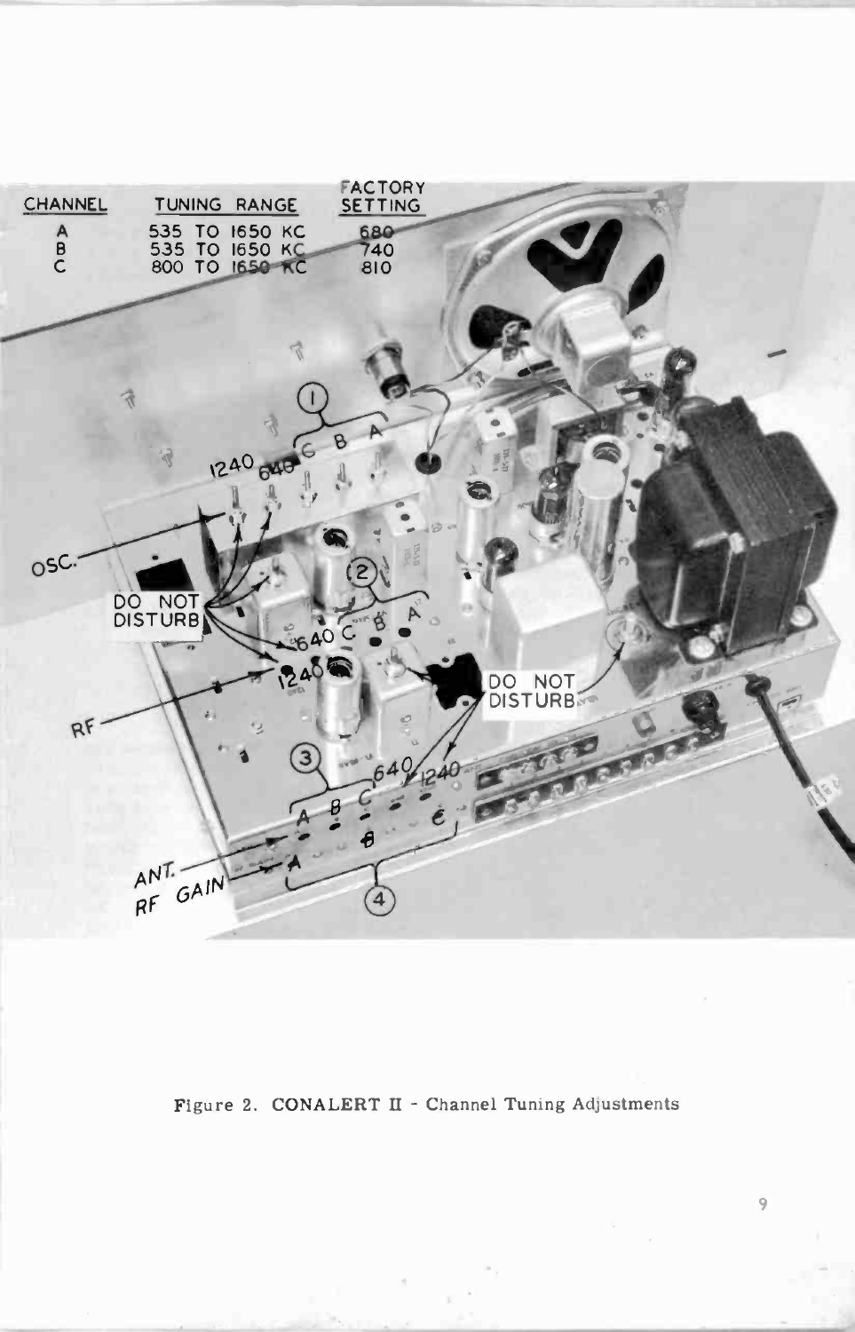| CHANNEL | TUNING RANGE | FACTORY SETTING |
|---|---|---|
| A | 535 TO 1650 KC | 680 |
| B | 535 TO 1650 KC | 740 |
| C | 800 TO 1650 KC | 810 |

Figure 2. CONALERT II - Channel Tuning Adjustments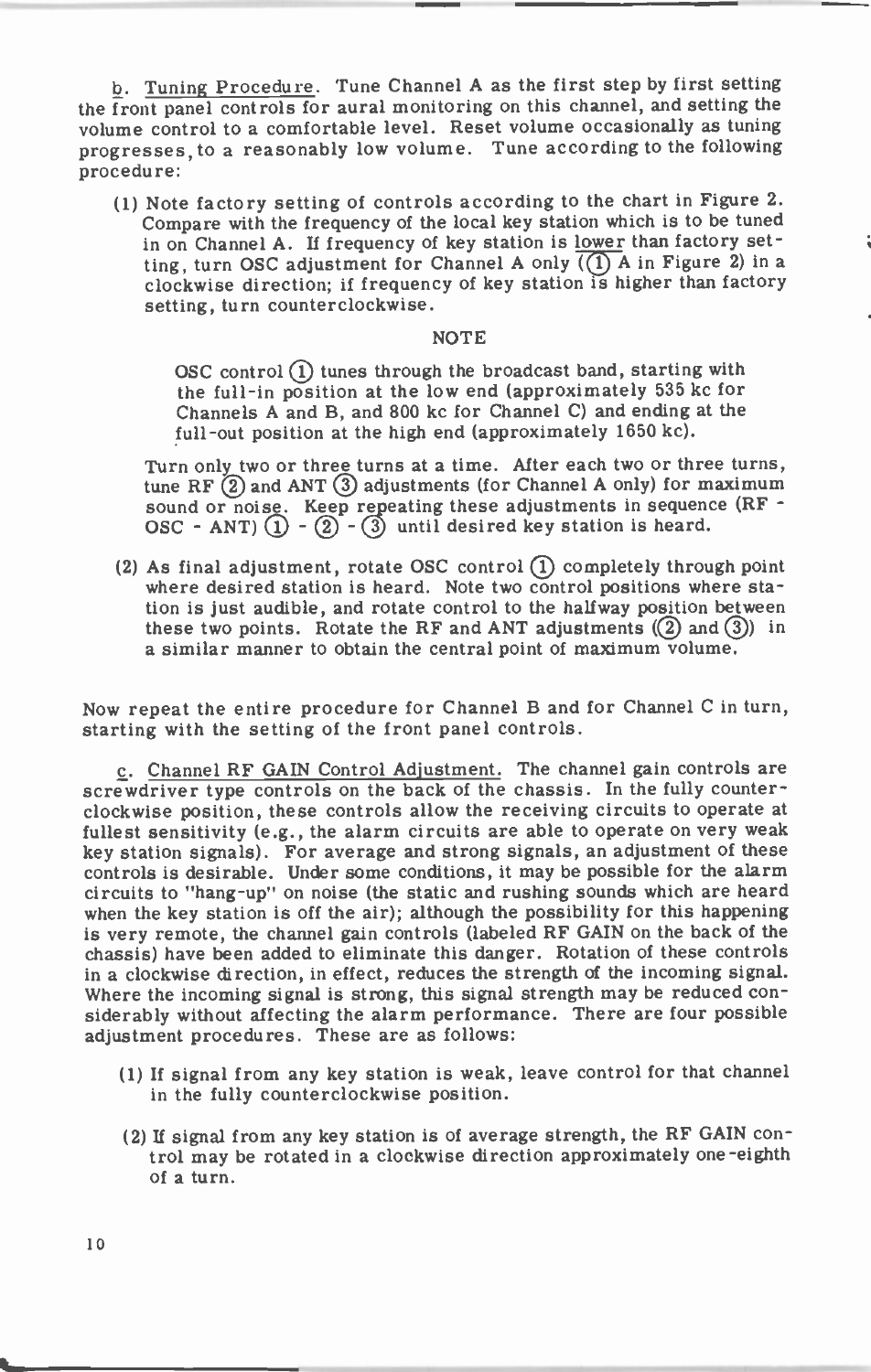b. Tuning Procedure. Tune Channel A as the first step by first setting the front panel controls for aural monitoring on this channel, and setting the volume control to a comfortable level. Reset volume occasionally as tuning progresses, to a reasonably low volume. Tune according to the following procedure:

(1) Note factory setting of controls according to the chart in Figure 2. Compare with the frequency of the local key station which is to be tuned in on Channel A. If frequency of key station is lower than factory setting, turn OSC adjustment for Channel A only ((1) A in Figure 2) in a clockwise direction; if frequency of key station is higher than factory setting, turn counterclockwise.

NOTE

OSC control (1) tunes through the broadcast band, starting with the full-in position at the low end (approximately 535 kc for Channels A and B, and 800 kc for Channel C) and ending at the full-out position at the high end (approximately 1650 kc).

Turn only two or three turns at a time. After each two or three turns, tune RF (2) and ANT (3) adjustments (for Channel A only) for maximum sound or noise. Keep repeating these adjustments in sequence (RF - OSC - ANT) (1) - (2) - (3) until desired key station is heard.

(2) As final adjustment, rotate OSC control (1) completely through point where desired station is heard. Note two control positions where station is just audible, and rotate control to the halfway position between these two points. Rotate the RF and ANT adjustments ((2) and (3)) in a similar manner to obtain the central point of maximum volume.

Now repeat the entire procedure for Channel B and for Channel C in turn, starting with the setting of the front panel controls.

c. Channel RF GAIN Control Adjustment. The channel gain controls are screwdriver type controls on the back of the chassis. In the fully counterclockwise position, these controls allow the receiving circuits to operate at fullest sensitivity (e.g., the alarm circuits are able to operate on very weak key station signals). For average and strong signals, an adjustment of these controls is desirable. Under some conditions, it may be possible for the alarm circuits to "hang-up" on noise (the static and rushing sounds which are heard when the key station is off the air); although the possibility for this happening is very remote, the channel gain controls (labeled RF GAIN on the back of the chassis) have been added to eliminate this danger. Rotation of these controls in a clockwise direction, in effect, reduces the strength of the incoming signal. Where the incoming signal is strong, this signal strength may be reduced considerably without affecting the alarm performance. There are four possible adjustment procedures. These are as follows:

(1) If signal from any key station is weak, leave control for that channel in the fully counterclockwise position.

(2) If signal from any key station is of average strength, the RF GAIN control may be rotated in a clockwise direction approximately one-eighth of a turn.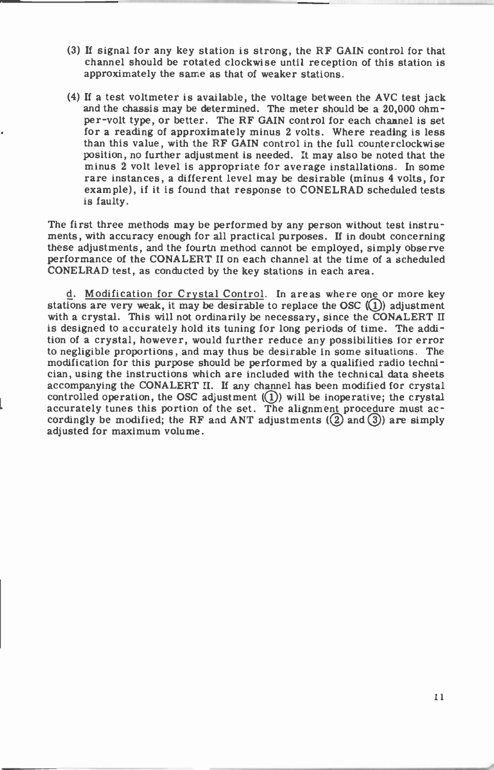(3) If signal for any key station is strong, the RF GAIN control for that channel should be rotated clockwise until reception of this station is approximately the same as that of weaker stations.

(4) If a test voltmeter is available, the voltage between the AVC test jack and the chassis may be determined. The meter should be a 20,000 ohm-per-volt type, or better. The RF GAIN control for each channel is set for a reading of approximately minus 2 volts. Where reading is less than this value, with the RF GAIN control in the full counterclockwise position, no further adjustment is needed. It may also be noted that the minus 2 volt level is appropriate for average installations. In some rare instances, a different level may be desirable (minus 4 volts, for example), if it is found that response to CONELRAD scheduled tests is faulty.

The first three methods may be performed by any person without test instruments, with accuracy enough for all practical purposes. If in doubt concerning these adjustments, and the fourth method cannot be employed, simply observe performance of the CONALERT II on each channel at the time of a scheduled CONELRAD test, as conducted by the key stations in each area.

d. Modification for Crystal Control. In areas where one or more key stations are very weak, it may be desirable to replace the OSC ((1)) adjustment with a crystal. This will not ordinarily be necessary, since the CONALERT II is designed to accurately hold its tuning for long periods of time. The addition of a crystal, however, would further reduce any possibilities for error to negligible proportions, and may thus be desirable in some situations. The modification for this purpose should be performed by a qualified radio technician, using the instructions which are included with the technical data sheets accompanying the CONALERT II. If any channel has been modified for crystal controlled operation, the OSC adjustment ((1)) will be inoperative; the crystal accurately tunes this portion of the set. The alignment procedure must accordingly be modified; the RF and ANT adjustments ((2) and (3)) are simply adjusted for maximum volume.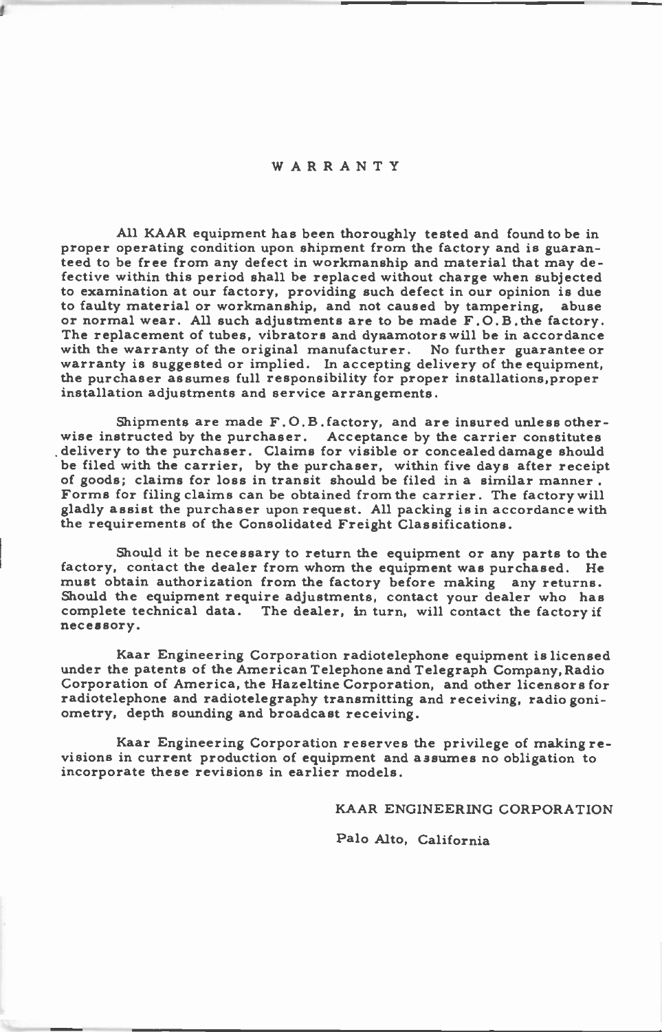# WARRANTY

All KAAR equipment has been thoroughly tested and found to be in proper operating condition upon shipment from the factory and is guaranteed to be free from any defect in workmanship and material that may defective within this period shall be replaced without charge when subjected to examination at our factory, providing such defect in our opinion is due to faulty material or workmanship, and not caused by tampering, abuse or normal wear. All such adjustments are to be made F.O.B.the factory. The replacement of tubes, vibrators and dynamotors will be in accordance with the warranty of the original manufacturer. No further guarantee or warranty is suggested or implied. In accepting delivery of the equipment, the purchaser assumes full responsibility for proper installations,proper installation adjustments and service arrangements.

Shipments are made F.O.B.factory, and are insured unless otherwise instructed by the purchaser. Acceptance by the carrier constitutes delivery to the purchaser. Claims for visible or concealed damage should be filed with the carrier, by the purchaser, within five days after receipt of goods; claims for loss in transit should be filed in a similar manner. Forms for filing claims can be obtained from the carrier. The factory will gladly assist the purchaser upon request. All packing is in accordance with the requirements of the Consolidated Freight Classifications.

Should it be necessary to return the equipment or any parts to the factory, contact the dealer from whom the equipment was purchased. He must obtain authorization from the factory before making any returns. Should the equipment require adjustments, contact your dealer who has complete technical data. The dealer, in turn, will contact the factory if necessory.

Kaar Engineering Corporation radiotelephone equipment is licensed under the patents of the American Telephone and Telegraph Company, Radio Corporation of America, the Hazeltine Corporation, and other licensors for radiotelephone and radiotelegraphy transmitting and receiving, radio goniometry, depth sounding and broadcast receiving.

Kaar Engineering Corporation reserves the privilege of making revisions in current production of equipment and assumes no obligation to incorporate these revisions in earlier models.

KAAR ENGINEERING CORPORATION

Palo Alto, California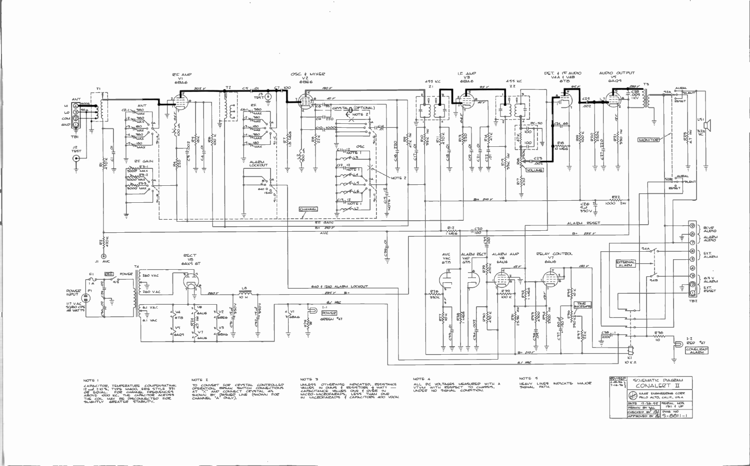NOTE 1

CAPACITOR, TEMPERATURE COMPENSATING; 12 μμf ±10%, TYPE N1400, ERIE STYLE 331 OR EQUAL. FOR CHANNEL FREQUENCIES ABOVE 1000 KC, THE CAPACITOR ACROSS THE COIL MAY BE DISCONNECTED FOR SLIGHTLY GREATER STABILITY.

NOTE 2

TO CONVERT FOR CRYSTAL CONTROLLED OPERATION, BREAK SWITCH CONNECTIONS AT "X" AND CONNECT CRYSTAL AS SHOWN BY DASHED LINE (SHOWN FOR CHANNEL "A" ONLY).

NOTE 3

UNLESS OTHERWISE INDICATED, RESISTANCE VALUES IN OHMS & RESISTORS ½ WATT — CAPACITANCE VALUES ONE & OVER IN MICRO-MICROFARADS, LESS THAN ONE IN MICROFARADS & CAPACITORS 400 VDCW.

NOTE 4

ALL DC VOLTAGES MEASURED WITH A VTVM WITH RESPECT TO CHASSIS, UNDER NO SIGNAL CONDITION.

NOTE 5

HEAVY LINES INDICATE MAJOR SIGNAL PATH.

| REVISED | SCHEMATIC DIAGRAM |
| --- | --- |
| 4-28-56 | CONALERT II |
| 7-16-56 | |
| | KAAR ENGINEERING CORP. PALO ALTO, CALIF. U.S.A. |
| DATE 12-28-55 | SERIAL NOS. 1311 & UP |
| DRAWN BY | |
| CHECKED BY | DWG NO |
| APPROVED BY | S-8811-1 |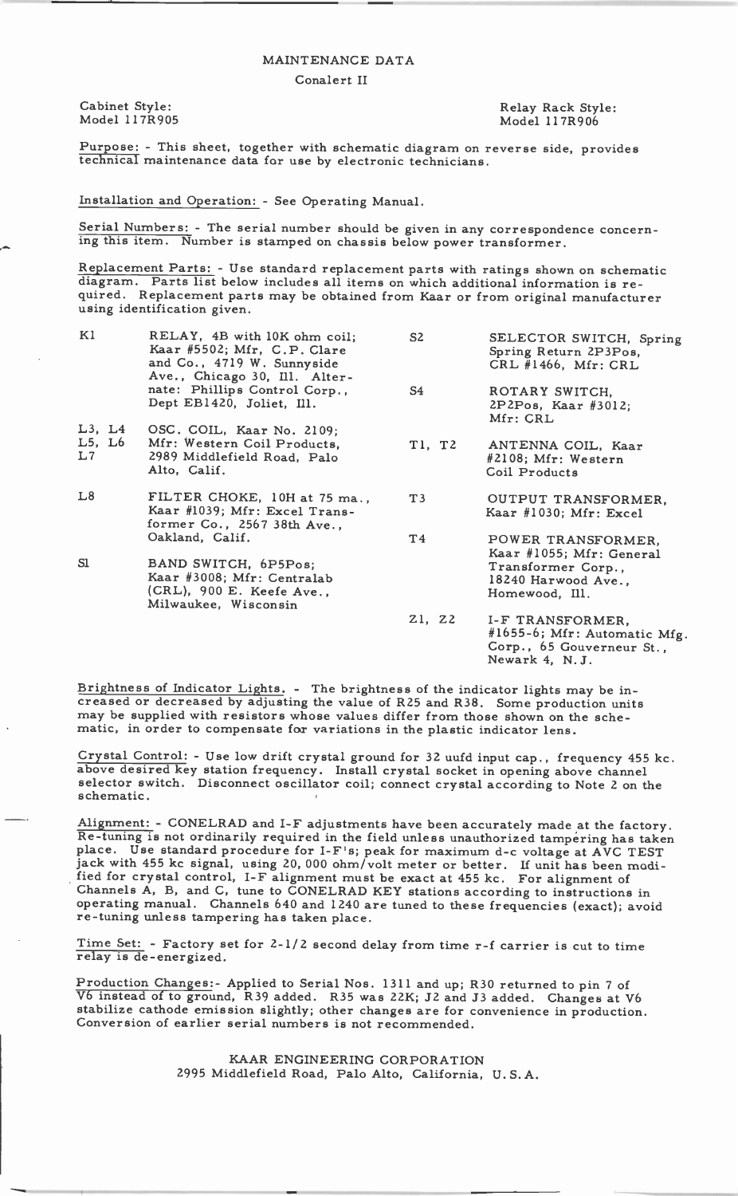# MAINTENANCE DATA

## Conalert II

Cabinet Style:
Model 117R905

Relay Rack Style:
Model 117R906

Purpose: - This sheet, together with schematic diagram on reverse side, provides technical maintenance data for use by electronic technicians.

Installation and Operation: - See Operating Manual.

Serial Numbers: - The serial number should be given in any correspondence concerning this item. Number is stamped on chassis below power transformer.

Replacement Parts: - Use standard replacement parts with ratings shown on schematic diagram. Parts list below includes all items on which additional information is required. Replacement parts may be obtained from Kaar or from original manufacturer using identification given.

| | |
|---|---|
| K1 | RELAY, 4B with 10K ohm coil; Kaar #5502; Mfr, C.P. Clare and Co., 4719 W. Sunnyside Ave., Chicago 30, Ill. Alternate: Phillips Control Corp., Dept EB1420, Joliet, Ill. |
| L3, L4, L5, L6, L7 | OSC. COIL, Kaar No. 2109; Mfr: Western Coil Products, 2989 Middlefield Road, Palo Alto, Calif. |
| L8 | FILTER CHOKE, 10H at 75 ma., Kaar #1039; Mfr: Excel Transformer Co., 2567 38th Ave., Oakland, Calif. |
| S1 | BAND SWITCH, 6P5Pos; Kaar #3008; Mfr: Centralab (CRL), 900 E. Keefe Ave., Milwaukee, Wisconsin |
| S2 | SELECTOR SWITCH, Spring Spring Return 2P3Pos, CRL #1466, Mfr: CRL |
| S4 | ROTARY SWITCH, 2P2Pos, Kaar #3012; Mfr: CRL |
| T1, T2 | ANTENNA COIL, Kaar #2108; Mfr: Western Coil Products |
| T3 | OUTPUT TRANSFORMER, Kaar #1030; Mfr: Excel |
| T4 | POWER TRANSFORMER, Kaar #1055; Mfr: General Transformer Corp., 18240 Harwood Ave., Homewood, Ill. |
| Z1, Z2 | I-F TRANSFORMER, #1655-6; Mfr: Automatic Mfg. Corp., 65 Gouverneur St., Newark 4, N.J. |

Brightness of Indicator Lights. - The brightness of the indicator lights may be increased or decreased by adjusting the value of R25 and R38. Some production units may be supplied with resistors whose values differ from those shown on the schematic, in order to compensate for variations in the plastic indicator lens.

Crystal Control: - Use low drift crystal ground for 32 uufd input cap., frequency 455 kc. above desired key station frequency. Install crystal socket in opening above channel selector switch. Disconnect oscillator coil; connect crystal according to Note 2 on the schematic.

Alignment: - CONELRAD and I-F adjustments have been accurately made at the factory. Re-tuning is not ordinarily required in the field unless unauthorized tampering has taken place. Use standard procedure for I-F's; peak for maximum d-c voltage at AVC TEST jack with 455 kc signal, using 20,000 ohm/volt meter or better. If unit has been modified for crystal control, I-F alignment must be exact at 455 kc. For alignment of Channels A, B, and C, tune to CONELRAD KEY stations according to instructions in operating manual. Channels 640 and 1240 are tuned to these frequencies (exact); avoid re-tuning unless tampering has taken place.

Time Set: - Factory set for 2-1/2 second delay from time r-f carrier is cut to time relay is de-energized.

Production Changes:- Applied to Serial Nos. 1311 and up; R30 returned to pin 7 of V6 instead of to ground, R39 added. R35 was 22K; J2 and J3 added. Changes at V6 stabilize cathode emission slightly; other changes are for convenience in production. Conversion of earlier serial numbers is not recommended.

KAAR ENGINEERING CORPORATION
2995 Middlefield Road, Palo Alto, California, U.S.A.